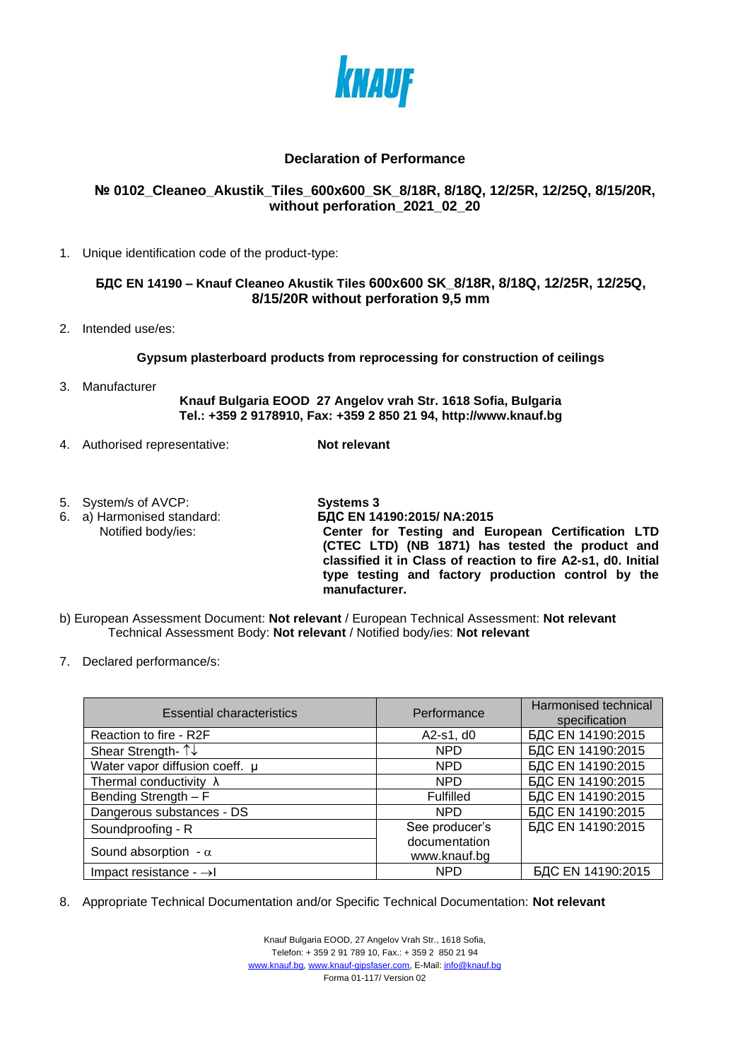KNAUF

# Declaration of Performance

## № 0102_Cleaneo_Akustik_Tiles_600x600_SK_8/18R, 8/18Q, 12/25R, 12/25Q, 8/15/20R, without perforation_2021_02_20

1. Unique identification code of the product-type:

**БДС EN 14190 – Knauf Cleaneo Akustik Tiles 600x600 SK_8/18R, 8/18Q, 12/25R, 12/25Q, 8/15/20R without perforation 9,5 mm**

2. Intended use/es:

**Gypsum plasterboard products from reprocessing for construction of ceilings**

3. Manufacturer

**Knauf Bulgaria EOOD 27 Angelov vrah Str. 1618 Sofia, Bulgaria**
**Tel.: +359 2 9178910, Fax: +359 2 850 21 94, http://www.knauf.bg**

4. Authorised representative: **Not relevant**

5. System/s of AVCP: **Systems 3**
6. a) Harmonised standard: **БДС EN 14190:2015/ NA:2015**
   Notified body/ies: **Center for Testing and European Certification LTD (CTEC LTD) (NB 1871) has tested the product and classified it in Class of reaction to fire A2-s1, d0. Initial type testing and factory production control by the manufacturer.**

b) European Assessment Document: **Not relevant** / European Technical Assessment: **Not relevant**
Technical Assessment Body: **Not relevant** / Notified body/ies: **Not relevant**

7. Declared performance/s:

| Essential characteristics | Performance | Harmonised technical specification |
|---|---|---|
| Reaction to fire - R2F | A2-s1, d0 | БДС EN 14190:2015 |
| Shear Strength- ↑↓ | NPD | БДС EN 14190:2015 |
| Water vapor diffusion coeff. μ | NPD | БДС EN 14190:2015 |
| Thermal conductivity λ | NPD | БДС EN 14190:2015 |
| Bending Strength – F | Fulfilled | БДС EN 14190:2015 |
| Dangerous substances - DS | NPD | БДС EN 14190:2015 |
| Soundproofing - R | See producer's documentation www.knauf.bg | БДС EN 14190:2015 |
| Sound absorption - α | | |
| Impact resistance - →I | NPD | БДС EN 14190:2015 |

8. Appropriate Technical Documentation and/or Specific Technical Documentation: **Not relevant**

Knauf Bulgaria EOOD, 27 Angelov Vrah Str., 1618 Sofia,
Telefon: + 359 2 91 789 10, Fax.: + 359 2 850 21 94
www.knauf.bg, www.knauf-gipsfaser.com, E-Mail: info@knauf.bg
Forma 01-117/ Version 02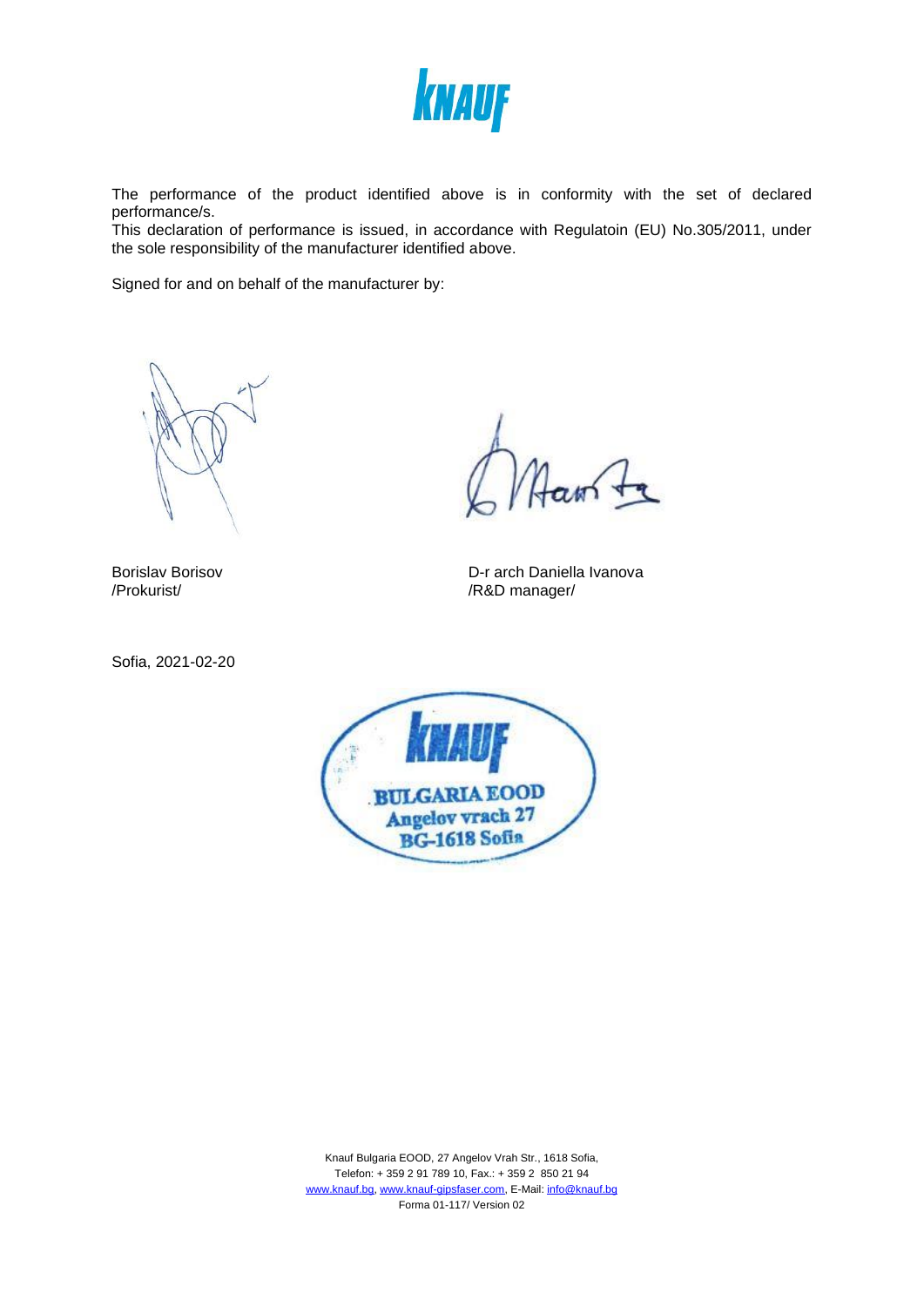The performance of the product identified above is in conformity with the set of declared performance/s.
This declaration of performance is issued, in accordance with Regulatoin (EU) No.305/2011, under the sole responsibility of the manufacturer identified above.

Signed for and on behalf of the manufacturer by:

Borislav Borisov
/Prokurist/

D-r arch Daniella Ivanova
/R&D manager/

Sofia, 2021-02-20

KNAUF
BULGARIA EOOD
Angelov vrach 27
BG-1618 Sofia

Knauf Bulgaria EOOD, 27 Angelov Vrah Str., 1618 Sofia,
Telefon: + 359 2 91 789 10, Fax.: + 359 2 850 21 94
www.knauf.bg, www.knauf-gipsfaser.com, E-Mail: info@knauf.bg
Forma 01-117/ Version 02